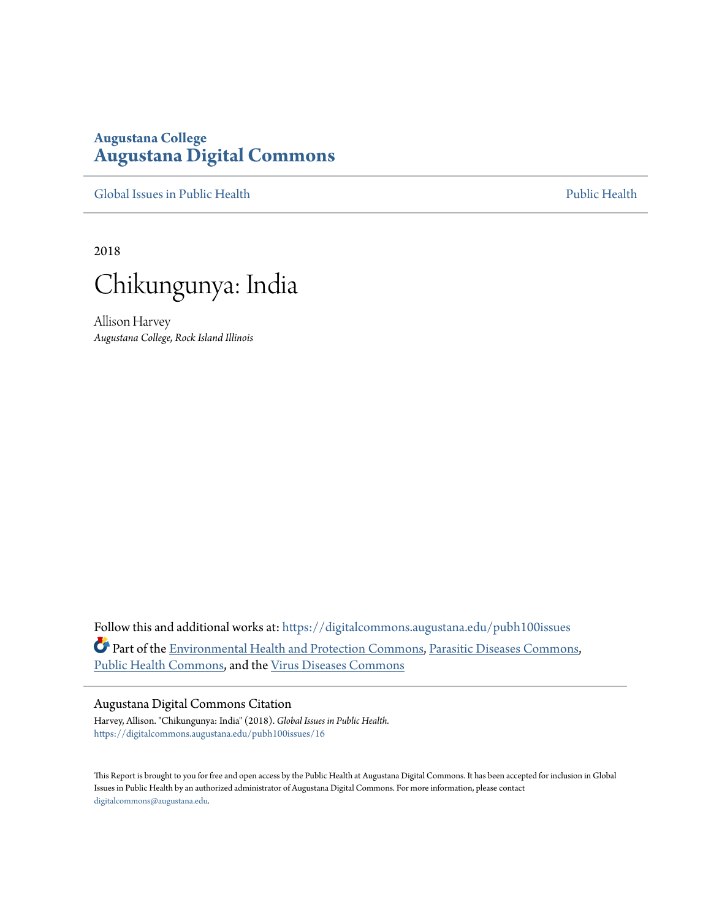**Augustana College**

# Augustana Digital Commons

Global Issues in Public Health | Public Health

2018

# Chikungunya: India

Allison Harvey

*Augustana College, Rock Island Illinois*

Follow this and additional works at: https://digitalcommons.augustana.edu/pubh100issues

Part of the Environmental Health and Protection Commons, Parasitic Diseases Commons, Public Health Commons, and the Virus Diseases Commons

## Augustana Digital Commons Citation

Harvey, Allison. "Chikungunya: India" (2018). *Global Issues in Public Health.*
https://digitalcommons.augustana.edu/pubh100issues/16

This Report is brought to you for free and open access by the Public Health at Augustana Digital Commons. It has been accepted for inclusion in Global Issues in Public Health by an authorized administrator of Augustana Digital Commons. For more information, please contact digitalcommons@augustana.edu.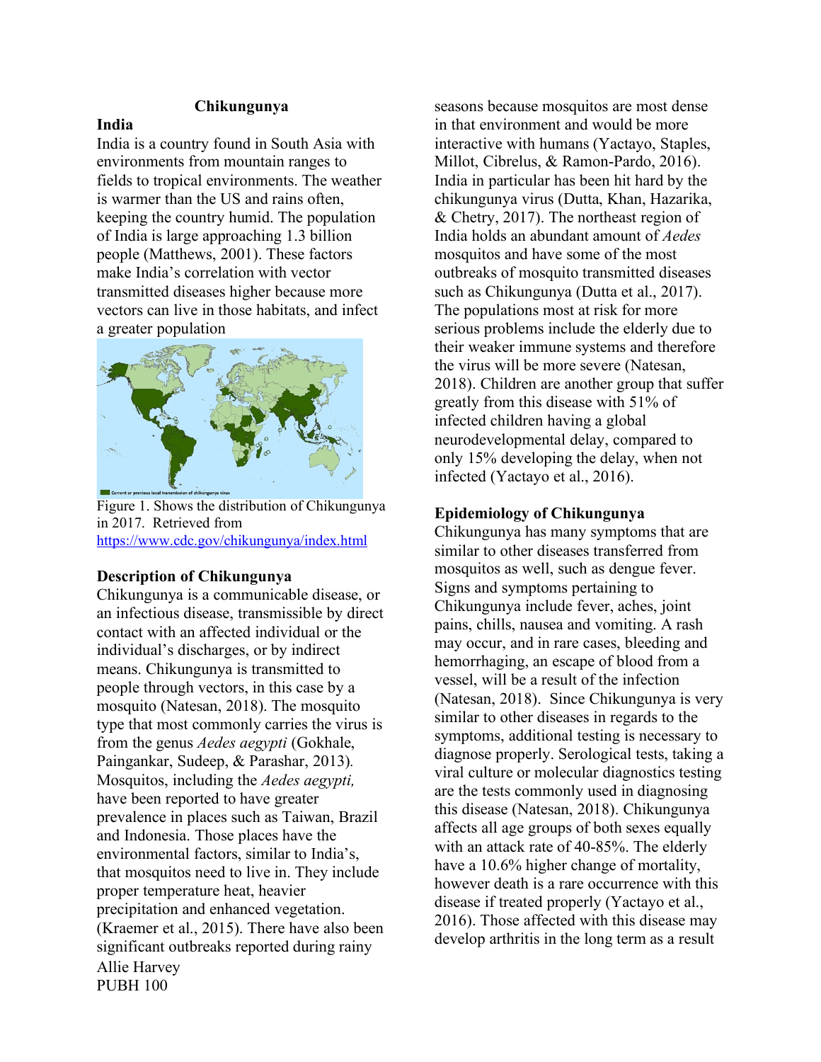# Chikungunya

## India

India is a country found in South Asia with environments from mountain ranges to fields to tropical environments. The weather is warmer than the US and rains often, keeping the country humid. The population of India is large approaching 1.3 billion people (Matthews, 2001). These factors make India's correlation with vector transmitted diseases higher because more vectors can live in those habitats, and infect a greater population

Figure 1. Shows the distribution of Chikungunya in 2017. Retrieved from https://www.cdc.gov/chikungunya/index.html

## Description of Chikungunya

Chikungunya is a communicable disease, or an infectious disease, transmissible by direct contact with an affected individual or the individual's discharges, or by indirect means. Chikungunya is transmitted to people through vectors, in this case by a mosquito (Natesan, 2018). The mosquito type that most commonly carries the virus is from the genus *Aedes aegypti* (Gokhale, Paingankar, Sudeep, & Parashar, 2013). Mosquitos, including the *Aedes aegypti,* have been reported to have greater prevalence in places such as Taiwan, Brazil and Indonesia. Those places have the environmental factors, similar to India's, that mosquitos need to live in. They include proper temperature heat, heavier precipitation and enhanced vegetation. (Kraemer et al., 2015). There have also been significant outbreaks reported during rainy seasons because mosquitos are most dense in that environment and would be more interactive with humans (Yactayo, Staples, Millot, Cibrelus, & Ramon-Pardo, 2016). India in particular has been hit hard by the chikungunya virus (Dutta, Khan, Hazarika, & Chetry, 2017). The northeast region of India holds an abundant amount of *Aedes* mosquitos and have some of the most outbreaks of mosquito transmitted diseases such as Chikungunya (Dutta et al., 2017). The populations most at risk for more serious problems include the elderly due to their weaker immune systems and therefore the virus will be more severe (Natesan, 2018). Children are another group that suffer greatly from this disease with 51% of infected children having a global neurodevelopmental delay, compared to only 15% developing the delay, when not infected (Yactayo et al., 2016).

## Epidemiology of Chikungunya

Chikungunya has many symptoms that are similar to other diseases transferred from mosquitos as well, such as dengue fever. Signs and symptoms pertaining to Chikungunya include fever, aches, joint pains, chills, nausea and vomiting. A rash may occur, and in rare cases, bleeding and hemorrhaging, an escape of blood from a vessel, will be a result of the infection (Natesan, 2018). Since Chikungunya is very similar to other diseases in regards to the symptoms, additional testing is necessary to diagnose properly. Serological tests, taking a viral culture or molecular diagnostics testing are the tests commonly used in diagnosing this disease (Natesan, 2018). Chikungunya affects all age groups of both sexes equally with an attack rate of 40-85%. The elderly have a 10.6% higher change of mortality, however death is a rare occurrence with this disease if treated properly (Yactayo et al., 2016). Those affected with this disease may develop arthritis in the long term as a result

Allie Harvey
PUBH 100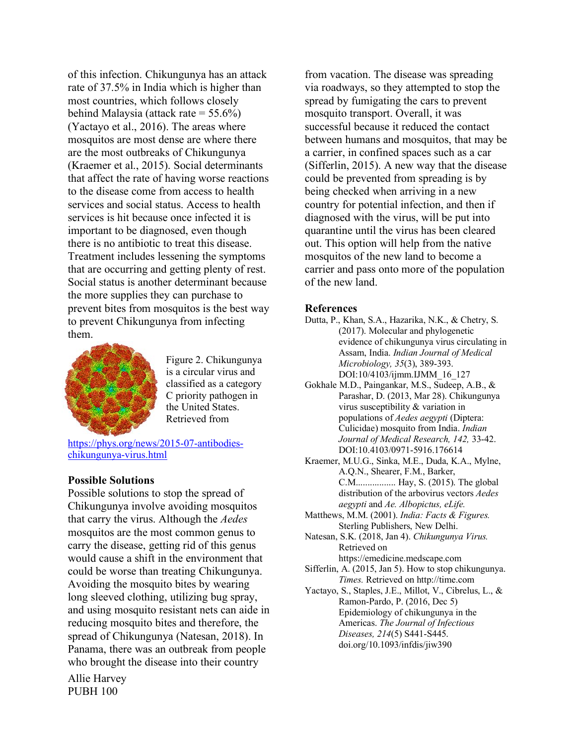of this infection. Chikungunya has an attack rate of 37.5% in India which is higher than most countries, which follows closely behind Malaysia (attack rate = 55.6%) (Yactayo et al., 2016). The areas where mosquitos are most dense are where there are the most outbreaks of Chikungunya (Kraemer et al., 2015). Social determinants that affect the rate of having worse reactions to the disease come from access to health services and social status. Access to health services is hit because once infected it is important to be diagnosed, even though there is no antibiotic to treat this disease. Treatment includes lessening the symptoms that are occurring and getting plenty of rest. Social status is another determinant because the more supplies they can purchase to prevent bites from mosquitos is the best way to prevent Chikungunya from infecting them.

Figure 2. Chikungunya is a circular virus and classified as a category C priority pathogen in the United States. Retrieved from https://phys.org/news/2015-07-antibodies-chikungunya-virus.html

**Possible Solutions**

Possible solutions to stop the spread of Chikungunya involve avoiding mosquitos that carry the virus. Although the *Aedes* mosquitos are the most common genus to carry the disease, getting rid of this genus would cause a shift in the environment that could be worse than treating Chikungunya. Avoiding the mosquito bites by wearing long sleeved clothing, utilizing bug spray, and using mosquito resistant nets can aide in reducing mosquito bites and therefore, the spread of Chikungunya (Natesan, 2018). In Panama, there was an outbreak from people who brought the disease into their country from vacation. The disease was spreading via roadways, so they attempted to stop the spread by fumigating the cars to prevent mosquito transport. Overall, it was successful because it reduced the contact between humans and mosquitos, that may be a carrier, in confined spaces such as a car (Sifferlin, 2015). A new way that the disease could be prevented from spreading is by being checked when arriving in a new country for potential infection, and then if diagnosed with the virus, will be put into quarantine until the virus has been cleared out. This option will help from the native mosquitos of the new land to become a carrier and pass onto more of the population of the new land.

**References**

Dutta, P., Khan, S.A., Hazarika, N.K., & Chetry, S. (2017). Molecular and phylogenetic evidence of chikungunya virus circulating in Assam, India. *Indian Journal of Medical Microbiology, 35*(3), 389-393. DOI:10/4103/ijmm.IJMM_16_127

Gokhale M.D., Paingankar, M.S., Sudeep, A.B., & Parashar, D. (2013, Mar 28). Chikungunya virus susceptibility & variation in populations of *Aedes aegypti* (Diptera: Culicidae) mosquito from India. *Indian Journal of Medical Research, 142,* 33-42. DOI:10.4103/0971-5916.176614

Kraemer, M.U.G., Sinka, M.E., Duda, K.A., Mylne, A.Q.N., Shearer, F.M., Barker, C.M................. Hay, S. (2015). The global distribution of the arbovirus vectors *Aedes aegypti* and *Ae. Albopictus, eLife.*

Matthews, M.M. (2001). *India: Facts & Figures.* Sterling Publishers, New Delhi.

Natesan, S.K. (2018, Jan 4). *Chikungunya Virus.* Retrieved on https://emedicine.medscape.com

Sifferlin, A. (2015, Jan 5). How to stop chikungunya. *Times.* Retrieved on http://time.com

Yactayo, S., Staples, J.E., Millot, V., Cibrelus, L., & Ramon-Pardo, P. (2016, Dec 5) Epidemiology of chikungunya in the Americas. *The Journal of Infectious Diseases, 214*(5) S441-S445. doi.org/10.1093/infdis/jiw390

Allie Harvey
PUBH 100